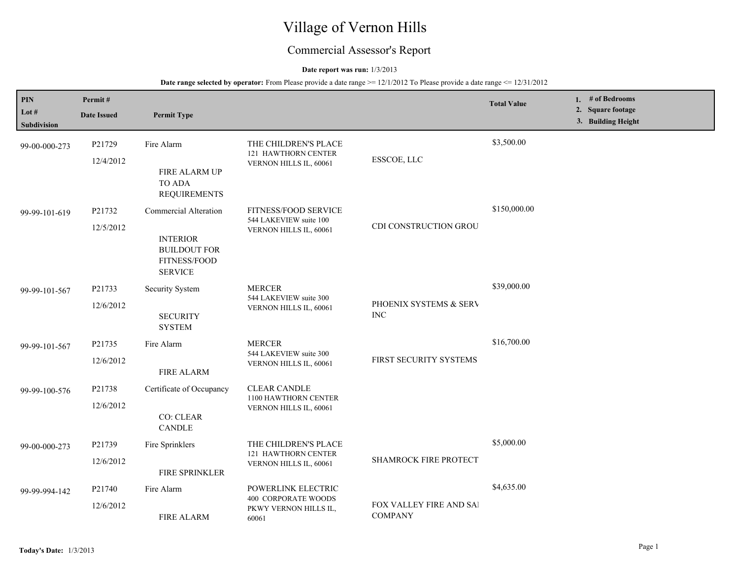# Village of Vernon Hills

## Commercial Assessor's Report

**Date report was run:** 1/3/2013

**Date range selected by operator:** From Please provide a date range >= 12/1/2012 To Please provide a date range <= 12/31/2012

| PIN<br>Lot #<br>Subdivision | Permit #<br>Date Issued | Permit Type | | | Total Value | 1. # of Bedrooms<br>2. Square footage<br>3. Building Height |
|---|---|---|---|---|---|---|
| 99-00-000-273 | P21729<br>12/4/2012 | Fire Alarm<br>FIRE ALARM UP TO ADA REQUIREMENTS | THE CHILDREN'S PLACE<br>121 HAWTHORN CENTER<br>VERNON HILLS IL, 60061 | ESSCOE, LLC | $3,500.00 | |
| 99-99-101-619 | P21732<br>12/5/2012 | Commercial Alteration<br>INTERIOR BUILDOUT FOR FITNESS/FOOD SERVICE | FITNESS/FOOD SERVICE<br>544 LAKEVIEW suite 100<br>VERNON HILLS IL, 60061 | CDI CONSTRUCTION GROU | $150,000.00 | |
| 99-99-101-567 | P21733<br>12/6/2012 | Security System<br>SECURITY SYSTEM | MERCER<br>544 LAKEVIEW suite 300<br>VERNON HILLS IL, 60061 | PHOENIX SYSTEMS & SERV INC | $39,000.00 | |
| 99-99-101-567 | P21735<br>12/6/2012 | Fire Alarm<br>FIRE ALARM | MERCER<br>544 LAKEVIEW suite 300<br>VERNON HILLS IL, 60061 | FIRST SECURITY SYSTEMS | $16,700.00 | |
| 99-99-100-576 | P21738<br>12/6/2012 | Certificate of Occupancy<br>CO: CLEAR CANDLE | CLEAR CANDLE<br>1100 HAWTHORN CENTER<br>VERNON HILLS IL, 60061 | | | |
| 99-00-000-273 | P21739<br>12/6/2012 | Fire Sprinklers<br>FIRE SPRINKLER | THE CHILDREN'S PLACE<br>121 HAWTHORN CENTER<br>VERNON HILLS IL, 60061 | SHAMROCK FIRE PROTECT | $5,000.00 | |
| 99-99-994-142 | P21740<br>12/6/2012 | Fire Alarm<br>FIRE ALARM | POWERLINK ELECTRIC<br>400 CORPORATE WOODS PKWY VERNON HILLS IL, 60061 | FOX VALLEY FIRE AND SAI COMPANY | $4,635.00 | |

**Today's Date:** 1/3/2013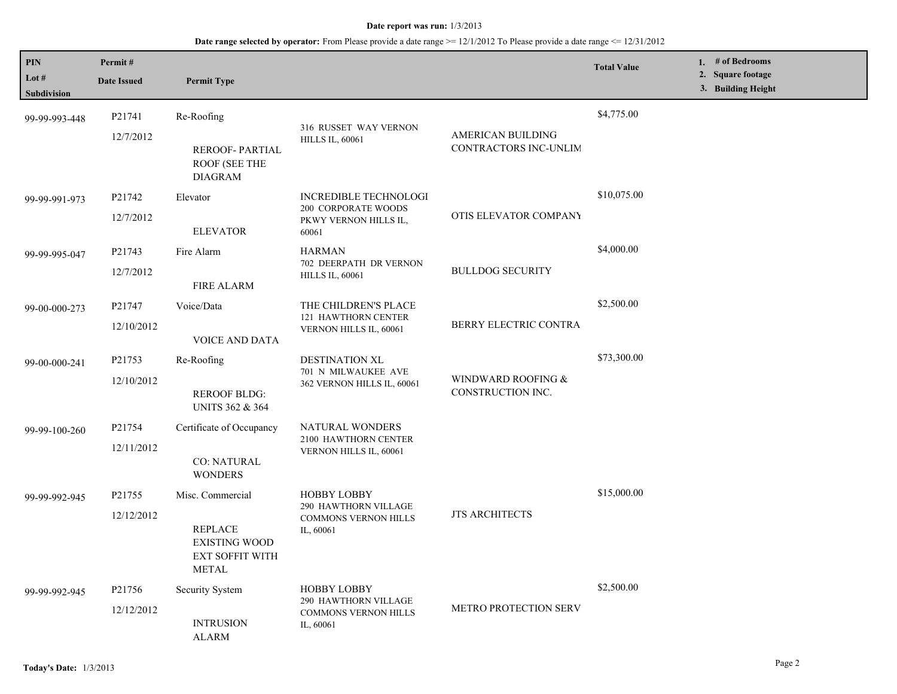**Date report was run:** 1/3/2013

**Date range selected by operator:** From Please provide a date range >= 12/1/2012 To Please provide a date range <= 12/31/2012

| PIN<br>Lot #<br>Subdivision | Permit #<br>Date Issued | Permit Type | | | Total Value | 1. # of Bedrooms<br>2. Square footage<br>3. Building Height |
|---|---|---|---|---|---|---|
| 99-99-993-448 | P21741<br>12/7/2012 | Re-Roofing<br>REROOF- PARTIAL ROOF (SEE THE DIAGRAM | 316 RUSSET WAY VERNON HILLS IL, 60061 | AMERICAN BUILDING CONTRACTORS INC-UNLIM | $4,775.00 | |
| 99-99-991-973 | P21742<br>12/7/2012 | Elevator<br>ELEVATOR | INCREDIBLE TECHNOLOGI<br>200 CORPORATE WOODS PKWY VERNON HILLS IL, 60061 | OTIS ELEVATOR COMPANY | $10,075.00 | |
| 99-99-995-047 | P21743<br>12/7/2012 | Fire Alarm<br>FIRE ALARM | HARMAN<br>702 DEERPATH DR VERNON HILLS IL, 60061 | BULLDOG SECURITY | $4,000.00 | |
| 99-00-000-273 | P21747<br>12/10/2012 | Voice/Data<br>VOICE AND DATA | THE CHILDREN'S PLACE<br>121 HAWTHORN CENTER VERNON HILLS IL, 60061 | BERRY ELECTRIC CONTRA | $2,500.00 | |
| 99-00-000-241 | P21753<br>12/10/2012 | Re-Roofing<br>REROOF BLDG: UNITS 362 & 364 | DESTINATION XL<br>701 N MILWAUKEE AVE 362 VERNON HILLS IL, 60061 | WINDWARD ROOFING & CONSTRUCTION INC. | $73,300.00 | |
| 99-99-100-260 | P21754<br>12/11/2012 | Certificate of Occupancy<br>CO: NATURAL WONDERS | NATURAL WONDERS<br>2100 HAWTHORN CENTER VERNON HILLS IL, 60061 | | | |
| 99-99-992-945 | P21755<br>12/12/2012 | Misc. Commercial<br>REPLACE EXISTING WOOD EXT SOFFIT WITH METAL | HOBBY LOBBY<br>290 HAWTHORN VILLAGE COMMONS VERNON HILLS IL, 60061 | JTS ARCHITECTS | $15,000.00 | |
| 99-99-992-945 | P21756<br>12/12/2012 | Security System<br>INTRUSION ALARM | HOBBY LOBBY<br>290 HAWTHORN VILLAGE COMMONS VERNON HILLS IL, 60061 | METRO PROTECTION SERV | $2,500.00 | |

**Today's Date:** 1/3/2013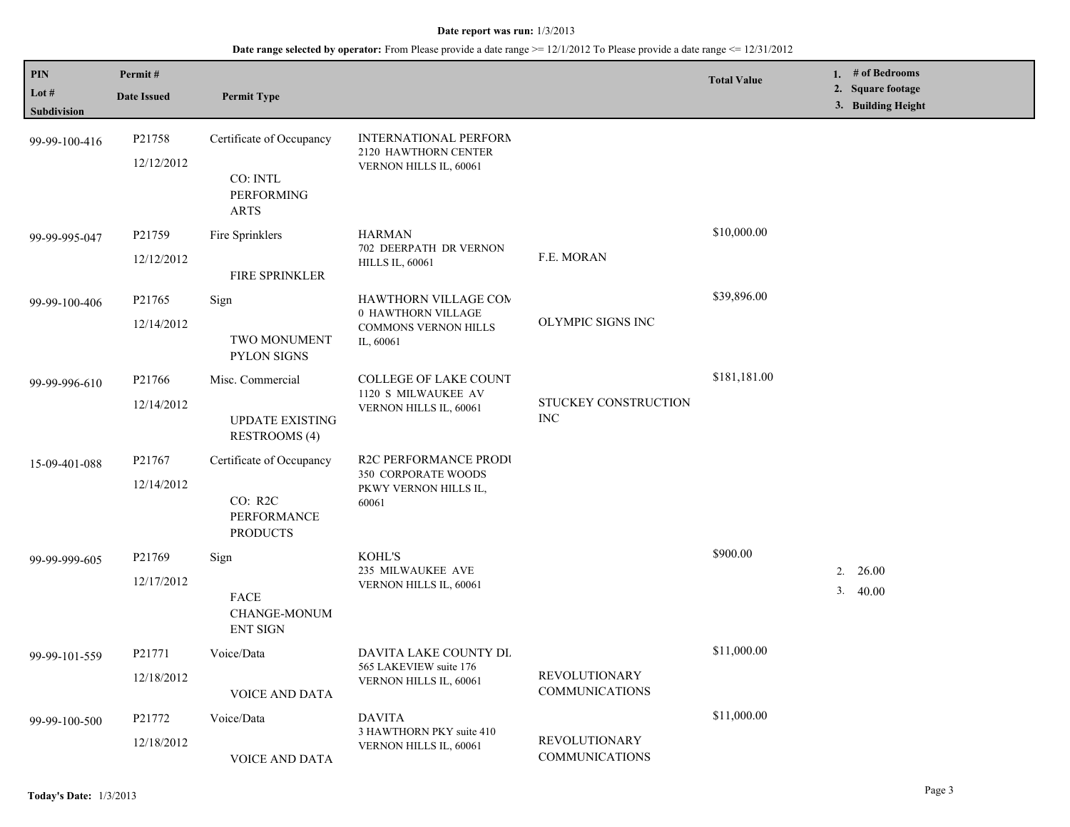**Date report was run:** 1/3/2013

**Date range selected by operator:** From Please provide a date range >= 12/1/2012 To Please provide a date range <= 12/31/2012

| PIN<br>Lot #<br>Subdivision | Permit #<br>Date Issued | Permit Type | | | Total Value | 1. # of Bedrooms<br>2. Square footage<br>3. Building Height |
|---|---|---|---|---|---|---|
| 99-99-100-416 | P21758<br>12/12/2012 | Certificate of Occupancy<br>CO: INTL PERFORMING ARTS | INTERNATIONAL PERFORM<br>2120 HAWTHORN CENTER<br>VERNON HILLS IL, 60061 | | | |
| 99-99-995-047 | P21759<br>12/12/2012 | Fire Sprinklers<br>FIRE SPRINKLER | HARMAN<br>702 DEERPATH DR VERNON HILLS IL, 60061 | F.E. MORAN | $10,000.00 | |
| 99-99-100-406 | P21765<br>12/14/2012 | Sign<br>TWO MONUMENT PYLON SIGNS | HAWTHORN VILLAGE COM<br>0 HAWTHORN VILLAGE COMMONS VERNON HILLS IL, 60061 | OLYMPIC SIGNS INC | $39,896.00 | |
| 99-99-996-610 | P21766<br>12/14/2012 | Misc. Commercial<br>UPDATE EXISTING RESTROOMS (4) | COLLEGE OF LAKE COUNT<br>1120 S MILWAUKEE AV<br>VERNON HILLS IL, 60061 | STUCKEY CONSTRUCTION INC | $181,181.00 | |
| 15-09-401-088 | P21767<br>12/14/2012 | Certificate of Occupancy<br>CO: R2C PERFORMANCE PRODUCTS | R2C PERFORMANCE PRODU<br>350 CORPORATE WOODS PKWY VERNON HILLS IL, 60061 | | | |
| 99-99-999-605 | P21769<br>12/17/2012 | Sign<br>FACE CHANGE-MONUMENT SIGN | KOHL'S<br>235 MILWAUKEE AVE<br>VERNON HILLS IL, 60061 | | $900.00 | 2. 26.00<br>3. 40.00 |
| 99-99-101-559 | P21771<br>12/18/2012 | Voice/Data<br>VOICE AND DATA | DAVITA LAKE COUNTY DL<br>565 LAKEVIEW suite 176<br>VERNON HILLS IL, 60061 | REVOLUTIONARY COMMUNICATIONS | $11,000.00 | |
| 99-99-100-500 | P21772<br>12/18/2012 | Voice/Data<br>VOICE AND DATA | DAVITA<br>3 HAWTHORN PKY suite 410<br>VERNON HILLS IL, 60061 | REVOLUTIONARY COMMUNICATIONS | $11,000.00 | |

**Today's Date:** 1/3/2013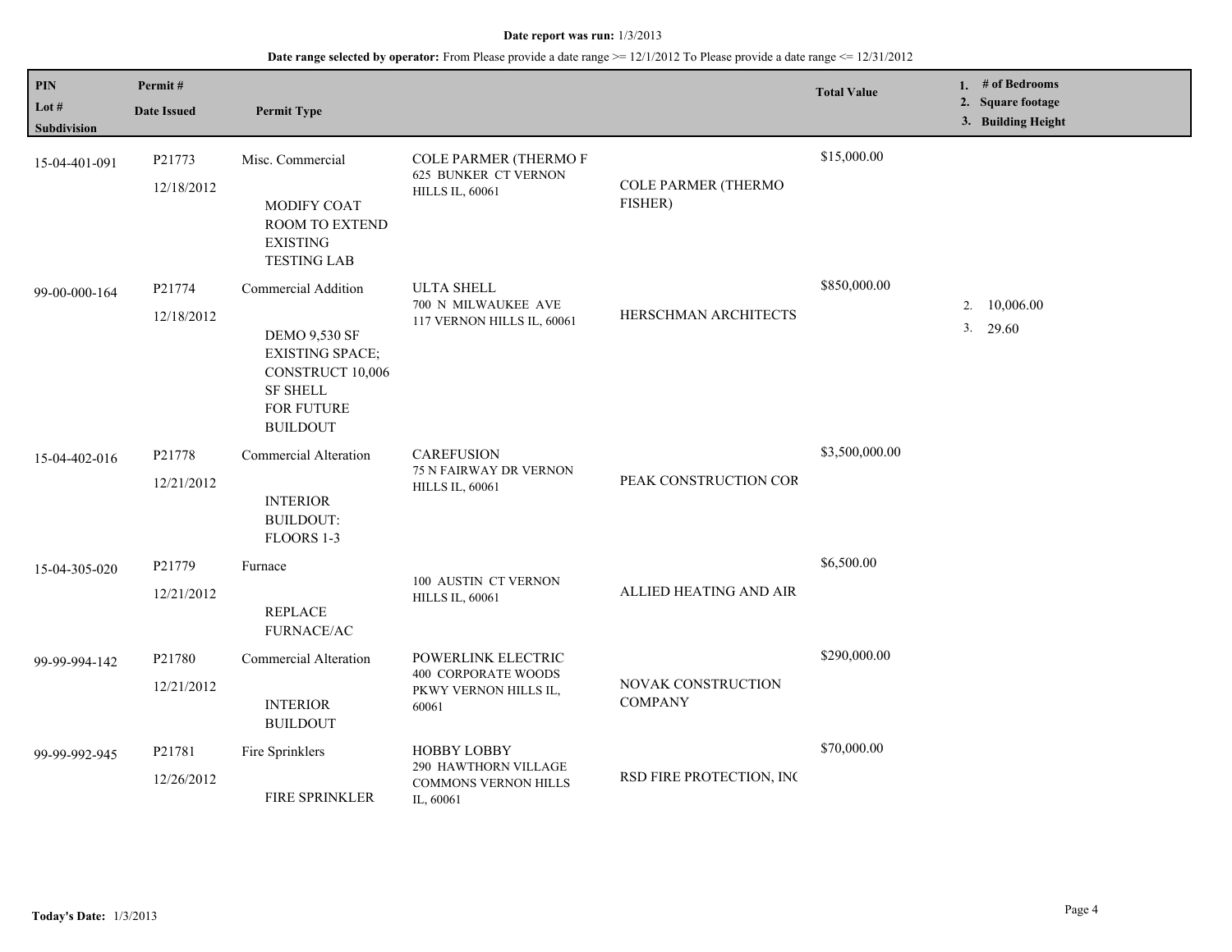**Date report was run:** 1/3/2013

**Date range selected by operator:** From Please provide a date range >= 12/1/2012 To Please provide a date range <= 12/31/2012

| PIN / Lot # / Subdivision | Permit # / Date Issued | Permit Type | | | Total Value | 1. # of Bedrooms 2. Square footage 3. Building Height |
|---|---|---|---|---|---|---|
| 15-04-401-091 | P21773 12/18/2012 | Misc. Commercial MODIFY COAT ROOM TO EXTEND EXISTING TESTING LAB | COLE PARMER (THERMO F 625 BUNKER CT VERNON HILLS IL, 60061 | COLE PARMER (THERMO FISHER) | $15,000.00 | |
| 99-00-000-164 | P21774 12/18/2012 | Commercial Addition DEMO 9,530 SF EXISTING SPACE; CONSTRUCT 10,006 SF SHELL FOR FUTURE BUILDOUT | ULTA SHELL 700 N MILWAUKEE AVE 117 VERNON HILLS IL, 60061 | HERSCHMAN ARCHITECTS | $850,000.00 | 2. 10,006.00 3. 29.60 |
| 15-04-402-016 | P21778 12/21/2012 | Commercial Alteration INTERIOR BUILDOUT: FLOORS 1-3 | CAREFUSION 75 N FAIRWAY DR VERNON HILLS IL, 60061 | PEAK CONSTRUCTION COR | $3,500,000.00 | |
| 15-04-305-020 | P21779 12/21/2012 | Furnace REPLACE FURNACE/AC | 100 AUSTIN CT VERNON HILLS IL, 60061 | ALLIED HEATING AND AIR | $6,500.00 | |
| 99-99-994-142 | P21780 12/21/2012 | Commercial Alteration INTERIOR BUILDOUT | POWERLINK ELECTRIC 400 CORPORATE WOODS PKWY VERNON HILLS IL, 60061 | NOVAK CONSTRUCTION COMPANY | $290,000.00 | |
| 99-99-992-945 | P21781 12/26/2012 | Fire Sprinklers FIRE SPRINKLER | HOBBY LOBBY 290 HAWTHORN VILLAGE COMMONS VERNON HILLS IL, 60061 | RSD FIRE PROTECTION, INC | $70,000.00 | |

**Today's Date:** 1/3/2013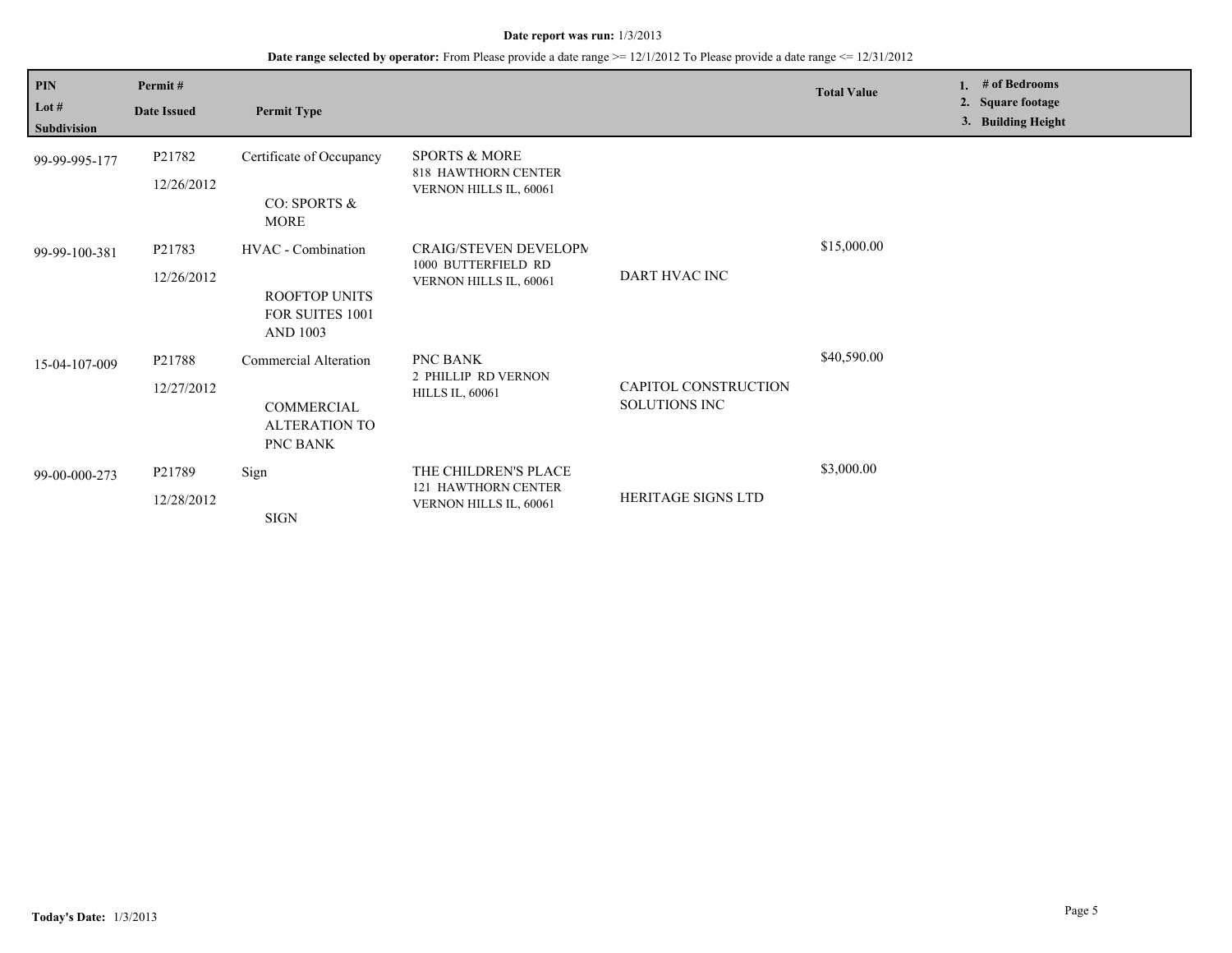**Date report was run:** 1/3/2013

**Date range selected by operator:** From Please provide a date range >= 12/1/2012 To Please provide a date range <= 12/31/2012

| PIN<br>Lot #<br>Subdivision | Permit #<br>Date Issued | Permit Type | | | Total Value | 1. # of Bedrooms<br>2. Square footage<br>3. Building Height |
|---|---|---|---|---|---|---|
| 99-99-995-177 | P21782<br>12/26/2012 | Certificate of Occupancy<br><br>CO: SPORTS & MORE | SPORTS & MORE<br>818 HAWTHORN CENTER<br>VERNON HILLS IL, 60061 | | | |
| 99-99-100-381 | P21783<br>12/26/2012 | HVAC - Combination<br><br>ROOFTOP UNITS FOR SUITES 1001 AND 1003 | CRAIG/STEVEN DEVELOPM<br>1000 BUTTERFIELD RD<br>VERNON HILLS IL, 60061 | DART HVAC INC | $15,000.00 | |
| 15-04-107-009 | P21788<br>12/27/2012 | Commercial Alteration<br><br>COMMERCIAL ALTERATION TO PNC BANK | PNC BANK<br>2 PHILLIP RD VERNON HILLS IL, 60061 | CAPITOL CONSTRUCTION SOLUTIONS INC | $40,590.00 | |
| 99-00-000-273 | P21789<br>12/28/2012 | Sign<br><br>SIGN | THE CHILDREN'S PLACE<br>121 HAWTHORN CENTER<br>VERNON HILLS IL, 60061 | HERITAGE SIGNS LTD | $3,000.00 | |

**Today's Date:** 1/3/2013